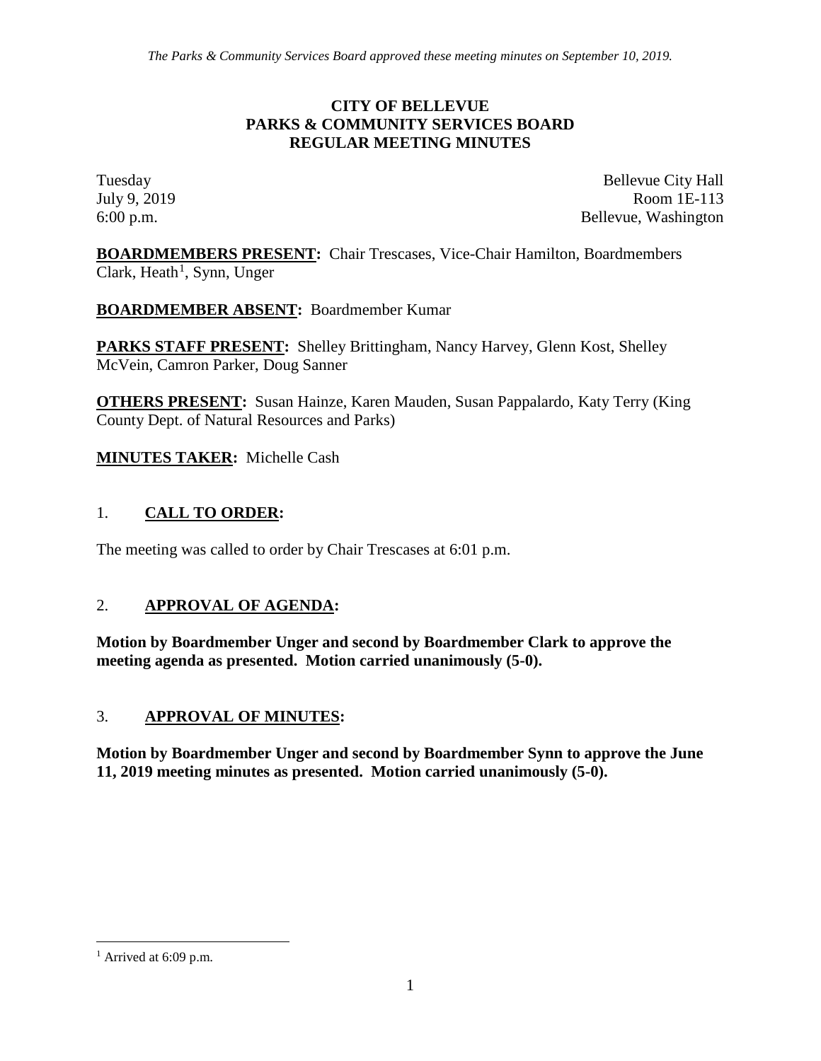*The Parks & Community Services Board approved these meeting minutes on September 10, 2019.*

# CITY OF BELLEVUE
# PARKS & COMMUNITY SERVICES BOARD
# REGULAR MEETING MINUTES

Tuesday
July 9, 2019
6:00 p.m.

Bellevue City Hall
Room 1E-113
Bellevue, Washington

**BOARDMEMBERS PRESENT:** Chair Trescases, Vice-Chair Hamilton, Boardmembers Clark, Heath[1], Synn, Unger

**BOARDMEMBER ABSENT:** Boardmember Kumar

**PARKS STAFF PRESENT:** Shelley Brittingham, Nancy Harvey, Glenn Kost, Shelley McVein, Camron Parker, Doug Sanner

**OTHERS PRESENT:** Susan Hainze, Karen Mauden, Susan Pappalardo, Katy Terry (King County Dept. of Natural Resources and Parks)

**MINUTES TAKER:** Michelle Cash

## 1. CALL TO ORDER:

The meeting was called to order by Chair Trescases at 6:01 p.m.

## 2. APPROVAL OF AGENDA:

**Motion by Boardmember Unger and second by Boardmember Clark to approve the meeting agenda as presented. Motion carried unanimously (5-0).**

## 3. APPROVAL OF MINUTES:

**Motion by Boardmember Unger and second by Boardmember Synn to approve the June 11, 2019 meeting minutes as presented. Motion carried unanimously (5-0).**

---

[1] Arrived at 6:09 p.m.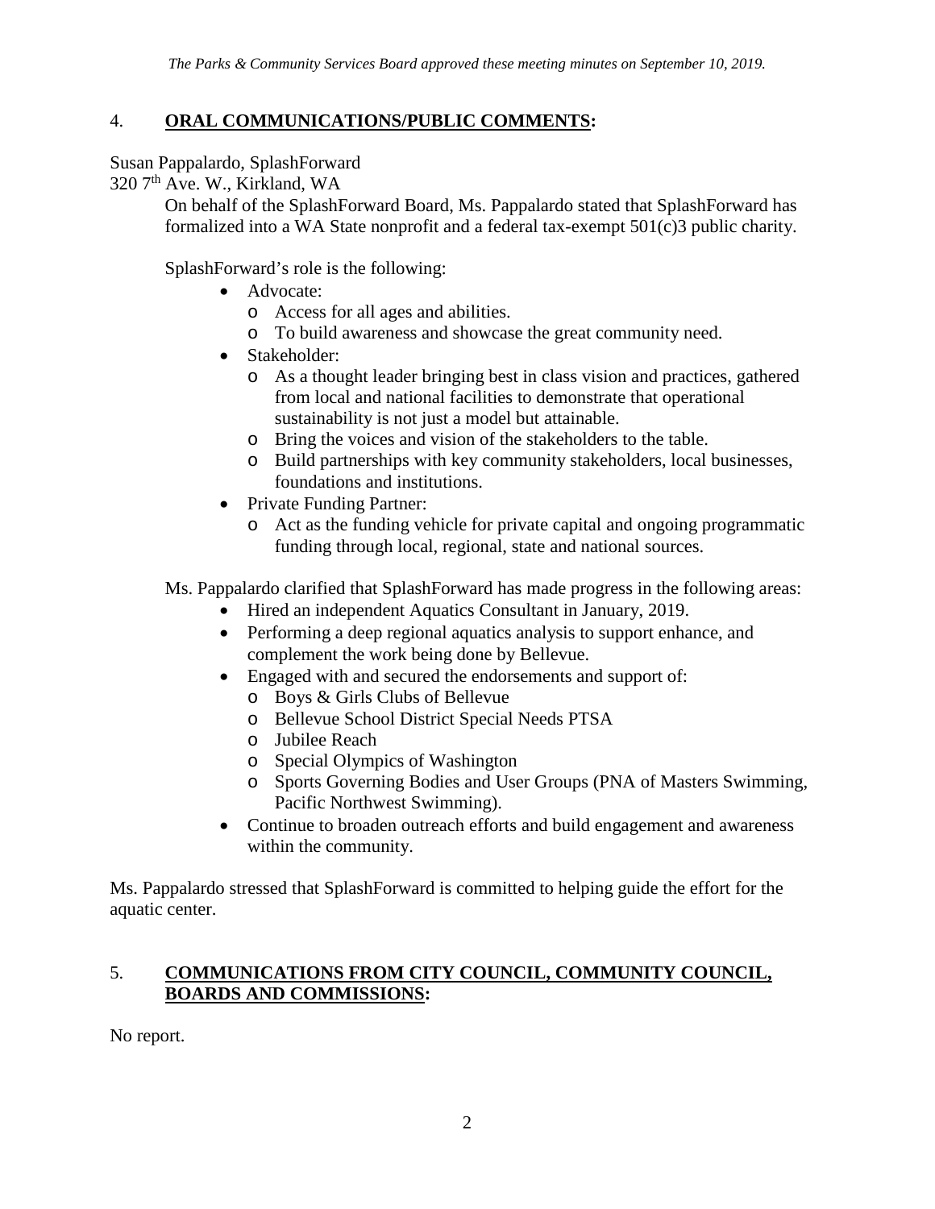*The Parks & Community Services Board approved these meeting minutes on September 10, 2019.*

## 4. **ORAL COMMUNICATIONS/PUBLIC COMMENTS:**

Susan Pappalardo, SplashForward
320 7th Ave. W., Kirkland, WA

On behalf of the SplashForward Board, Ms. Pappalardo stated that SplashForward has formalized into a WA State nonprofit and a federal tax-exempt 501(c)3 public charity.

SplashForward's role is the following:

- Advocate:
  - Access for all ages and abilities.
  - To build awareness and showcase the great community need.
- Stakeholder:
  - As a thought leader bringing best in class vision and practices, gathered from local and national facilities to demonstrate that operational sustainability is not just a model but attainable.
  - Bring the voices and vision of the stakeholders to the table.
  - Build partnerships with key community stakeholders, local businesses, foundations and institutions.
- Private Funding Partner:
  - Act as the funding vehicle for private capital and ongoing programmatic funding through local, regional, state and national sources.

Ms. Pappalardo clarified that SplashForward has made progress in the following areas:

- Hired an independent Aquatics Consultant in January, 2019.
- Performing a deep regional aquatics analysis to support enhance, and complement the work being done by Bellevue.
- Engaged with and secured the endorsements and support of:
  - Boys & Girls Clubs of Bellevue
  - Bellevue School District Special Needs PTSA
  - Jubilee Reach
  - Special Olympics of Washington
  - Sports Governing Bodies and User Groups (PNA of Masters Swimming, Pacific Northwest Swimming).
- Continue to broaden outreach efforts and build engagement and awareness within the community.

Ms. Pappalardo stressed that SplashForward is committed to helping guide the effort for the aquatic center.

## 5. **COMMUNICATIONS FROM CITY COUNCIL, COMMUNITY COUNCIL, BOARDS AND COMMISSIONS:**

No report.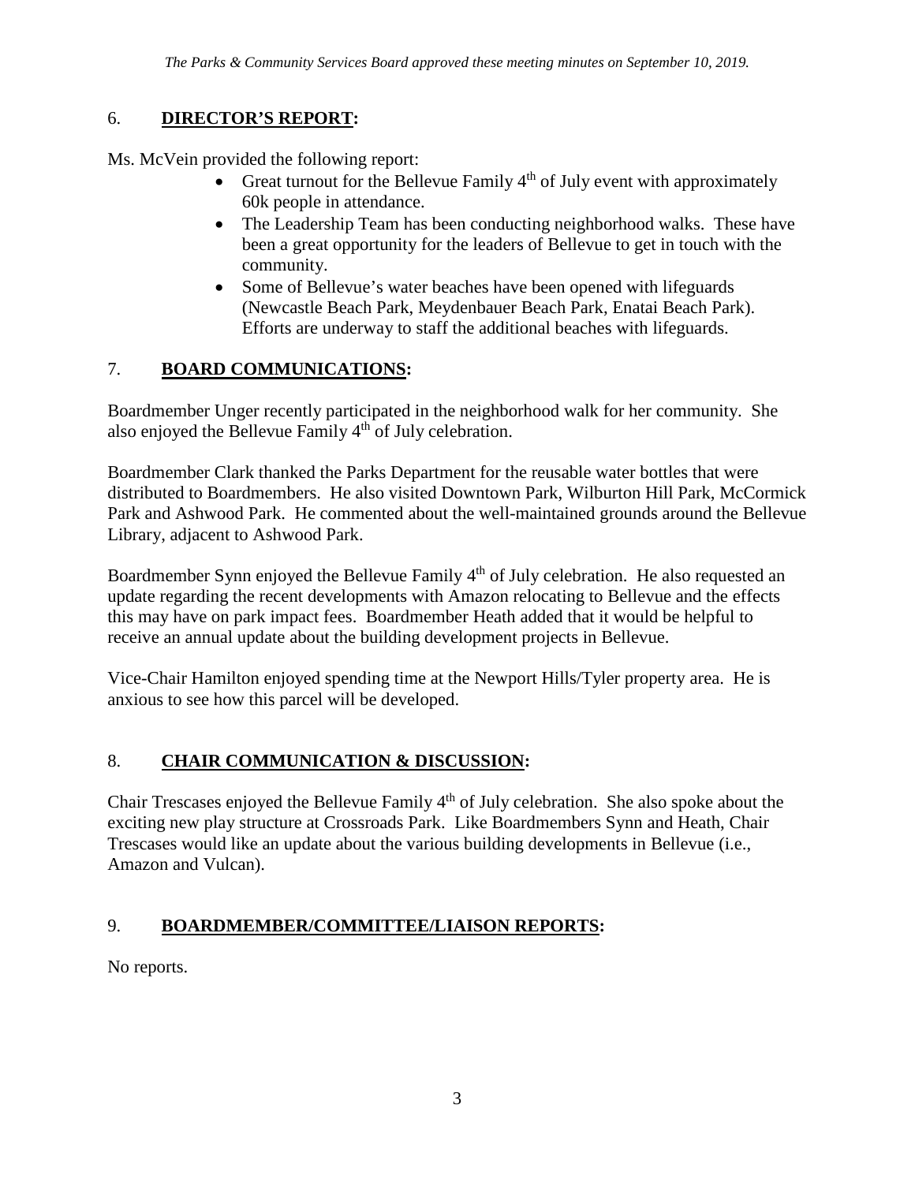*The Parks & Community Services Board approved these meeting minutes on September 10, 2019.*

## 6. **DIRECTOR'S REPORT:**

Ms. McVein provided the following report:

- Great turnout for the Bellevue Family 4th of July event with approximately 60k people in attendance.
- The Leadership Team has been conducting neighborhood walks. These have been a great opportunity for the leaders of Bellevue to get in touch with the community.
- Some of Bellevue's water beaches have been opened with lifeguards (Newcastle Beach Park, Meydenbauer Beach Park, Enatai Beach Park). Efforts are underway to staff the additional beaches with lifeguards.

## 7. **BOARD COMMUNICATIONS:**

Boardmember Unger recently participated in the neighborhood walk for her community. She also enjoyed the Bellevue Family 4th of July celebration.

Boardmember Clark thanked the Parks Department for the reusable water bottles that were distributed to Boardmembers. He also visited Downtown Park, Wilburton Hill Park, McCormick Park and Ashwood Park. He commented about the well-maintained grounds around the Bellevue Library, adjacent to Ashwood Park.

Boardmember Synn enjoyed the Bellevue Family 4th of July celebration. He also requested an update regarding the recent developments with Amazon relocating to Bellevue and the effects this may have on park impact fees. Boardmember Heath added that it would be helpful to receive an annual update about the building development projects in Bellevue.

Vice-Chair Hamilton enjoyed spending time at the Newport Hills/Tyler property area. He is anxious to see how this parcel will be developed.

## 8. **CHAIR COMMUNICATION & DISCUSSION:**

Chair Trescases enjoyed the Bellevue Family 4th of July celebration. She also spoke about the exciting new play structure at Crossroads Park. Like Boardmembers Synn and Heath, Chair Trescases would like an update about the various building developments in Bellevue (i.e., Amazon and Vulcan).

## 9. **BOARDMEMBER/COMMITTEE/LIAISON REPORTS:**

No reports.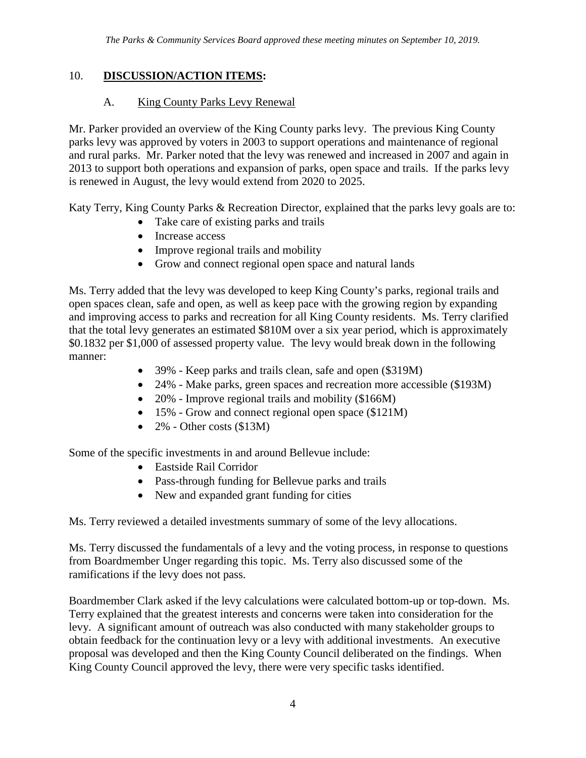*The Parks & Community Services Board approved these meeting minutes on September 10, 2019.*

## 10. **DISCUSSION/ACTION ITEMS:**

### A. King County Parks Levy Renewal

Mr. Parker provided an overview of the King County parks levy. The previous King County parks levy was approved by voters in 2003 to support operations and maintenance of regional and rural parks. Mr. Parker noted that the levy was renewed and increased in 2007 and again in 2013 to support both operations and expansion of parks, open space and trails. If the parks levy is renewed in August, the levy would extend from 2020 to 2025.

Katy Terry, King County Parks & Recreation Director, explained that the parks levy goals are to:

- Take care of existing parks and trails
- Increase access
- Improve regional trails and mobility
- Grow and connect regional open space and natural lands

Ms. Terry added that the levy was developed to keep King County's parks, regional trails and open spaces clean, safe and open, as well as keep pace with the growing region by expanding and improving access to parks and recreation for all King County residents. Ms. Terry clarified that the total levy generates an estimated $810M over a six year period, which is approximately $0.1832 per $1,000 of assessed property value. The levy would break down in the following manner:

- 39% - Keep parks and trails clean, safe and open ($319M)
- 24% - Make parks, green spaces and recreation more accessible ($193M)
- 20% - Improve regional trails and mobility ($166M)
- 15% - Grow and connect regional open space ($121M)
- 2% - Other costs ($13M)

Some of the specific investments in and around Bellevue include:

- Eastside Rail Corridor
- Pass-through funding for Bellevue parks and trails
- New and expanded grant funding for cities

Ms. Terry reviewed a detailed investments summary of some of the levy allocations.

Ms. Terry discussed the fundamentals of a levy and the voting process, in response to questions from Boardmember Unger regarding this topic. Ms. Terry also discussed some of the ramifications if the levy does not pass.

Boardmember Clark asked if the levy calculations were calculated bottom-up or top-down. Ms. Terry explained that the greatest interests and concerns were taken into consideration for the levy. A significant amount of outreach was also conducted with many stakeholder groups to obtain feedback for the continuation levy or a levy with additional investments. An executive proposal was developed and then the King County Council deliberated on the findings. When King County Council approved the levy, there were very specific tasks identified.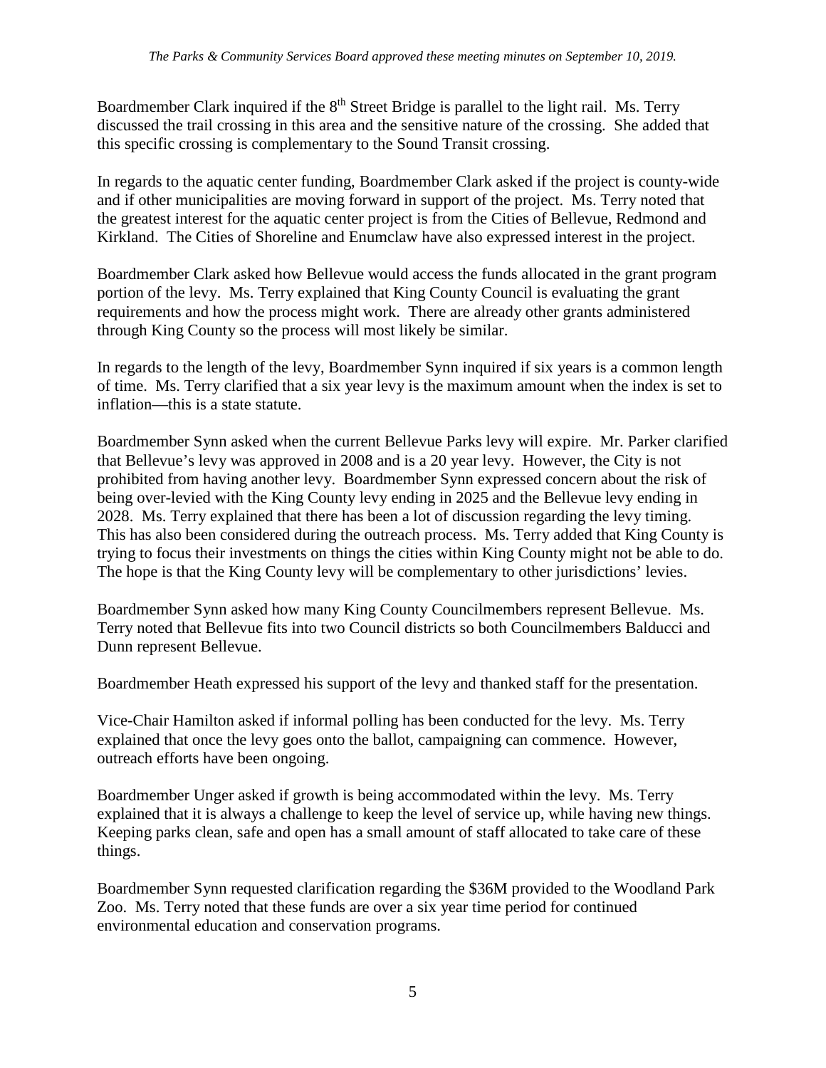Boardmember Clark inquired if the 8th Street Bridge is parallel to the light rail. Ms. Terry discussed the trail crossing in this area and the sensitive nature of the crossing. She added that this specific crossing is complementary to the Sound Transit crossing.

In regards to the aquatic center funding, Boardmember Clark asked if the project is county-wide and if other municipalities are moving forward in support of the project. Ms. Terry noted that the greatest interest for the aquatic center project is from the Cities of Bellevue, Redmond and Kirkland. The Cities of Shoreline and Enumclaw have also expressed interest in the project.

Boardmember Clark asked how Bellevue would access the funds allocated in the grant program portion of the levy. Ms. Terry explained that King County Council is evaluating the grant requirements and how the process might work. There are already other grants administered through King County so the process will most likely be similar.

In regards to the length of the levy, Boardmember Synn inquired if six years is a common length of time. Ms. Terry clarified that a six year levy is the maximum amount when the index is set to inflation—this is a state statute.

Boardmember Synn asked when the current Bellevue Parks levy will expire. Mr. Parker clarified that Bellevue's levy was approved in 2008 and is a 20 year levy. However, the City is not prohibited from having another levy. Boardmember Synn expressed concern about the risk of being over-levied with the King County levy ending in 2025 and the Bellevue levy ending in 2028. Ms. Terry explained that there has been a lot of discussion regarding the levy timing. This has also been considered during the outreach process. Ms. Terry added that King County is trying to focus their investments on things the cities within King County might not be able to do. The hope is that the King County levy will be complementary to other jurisdictions' levies.

Boardmember Synn asked how many King County Councilmembers represent Bellevue. Ms. Terry noted that Bellevue fits into two Council districts so both Councilmembers Balducci and Dunn represent Bellevue.

Boardmember Heath expressed his support of the levy and thanked staff for the presentation.

Vice-Chair Hamilton asked if informal polling has been conducted for the levy. Ms. Terry explained that once the levy goes onto the ballot, campaigning can commence. However, outreach efforts have been ongoing.

Boardmember Unger asked if growth is being accommodated within the levy. Ms. Terry explained that it is always a challenge to keep the level of service up, while having new things. Keeping parks clean, safe and open has a small amount of staff allocated to take care of these things.

Boardmember Synn requested clarification regarding the $36M provided to the Woodland Park Zoo. Ms. Terry noted that these funds are over a six year time period for continued environmental education and conservation programs.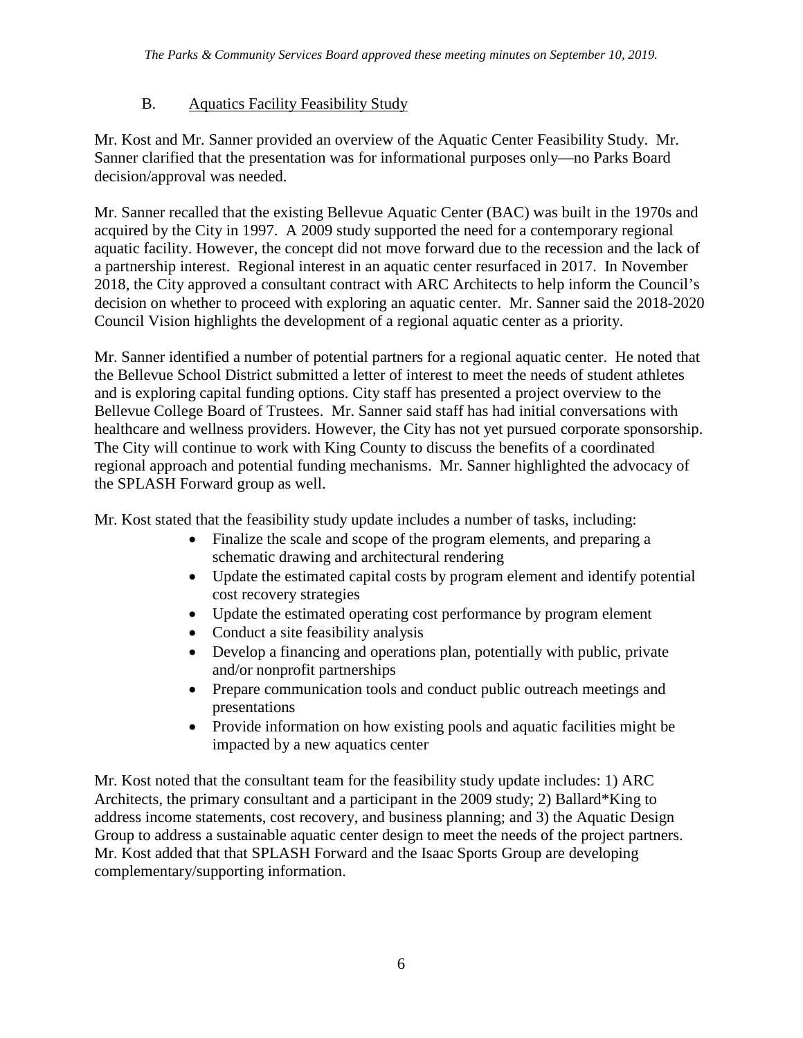*The Parks & Community Services Board approved these meeting minutes on September 10, 2019.*

B. Aquatics Facility Feasibility Study

Mr. Kost and Mr. Sanner provided an overview of the Aquatic Center Feasibility Study. Mr. Sanner clarified that the presentation was for informational purposes only—no Parks Board decision/approval was needed.

Mr. Sanner recalled that the existing Bellevue Aquatic Center (BAC) was built in the 1970s and acquired by the City in 1997. A 2009 study supported the need for a contemporary regional aquatic facility. However, the concept did not move forward due to the recession and the lack of a partnership interest. Regional interest in an aquatic center resurfaced in 2017. In November 2018, the City approved a consultant contract with ARC Architects to help inform the Council's decision on whether to proceed with exploring an aquatic center. Mr. Sanner said the 2018-2020 Council Vision highlights the development of a regional aquatic center as a priority.

Mr. Sanner identified a number of potential partners for a regional aquatic center. He noted that the Bellevue School District submitted a letter of interest to meet the needs of student athletes and is exploring capital funding options. City staff has presented a project overview to the Bellevue College Board of Trustees. Mr. Sanner said staff has had initial conversations with healthcare and wellness providers. However, the City has not yet pursued corporate sponsorship. The City will continue to work with King County to discuss the benefits of a coordinated regional approach and potential funding mechanisms. Mr. Sanner highlighted the advocacy of the SPLASH Forward group as well.

Mr. Kost stated that the feasibility study update includes a number of tasks, including:

- Finalize the scale and scope of the program elements, and preparing a schematic drawing and architectural rendering
- Update the estimated capital costs by program element and identify potential cost recovery strategies
- Update the estimated operating cost performance by program element
- Conduct a site feasibility analysis
- Develop a financing and operations plan, potentially with public, private and/or nonprofit partnerships
- Prepare communication tools and conduct public outreach meetings and presentations
- Provide information on how existing pools and aquatic facilities might be impacted by a new aquatics center

Mr. Kost noted that the consultant team for the feasibility study update includes: 1) ARC Architects, the primary consultant and a participant in the 2009 study; 2) Ballard*King to address income statements, cost recovery, and business planning; and 3) the Aquatic Design Group to address a sustainable aquatic center design to meet the needs of the project partners. Mr. Kost added that that SPLASH Forward and the Isaac Sports Group are developing complementary/supporting information.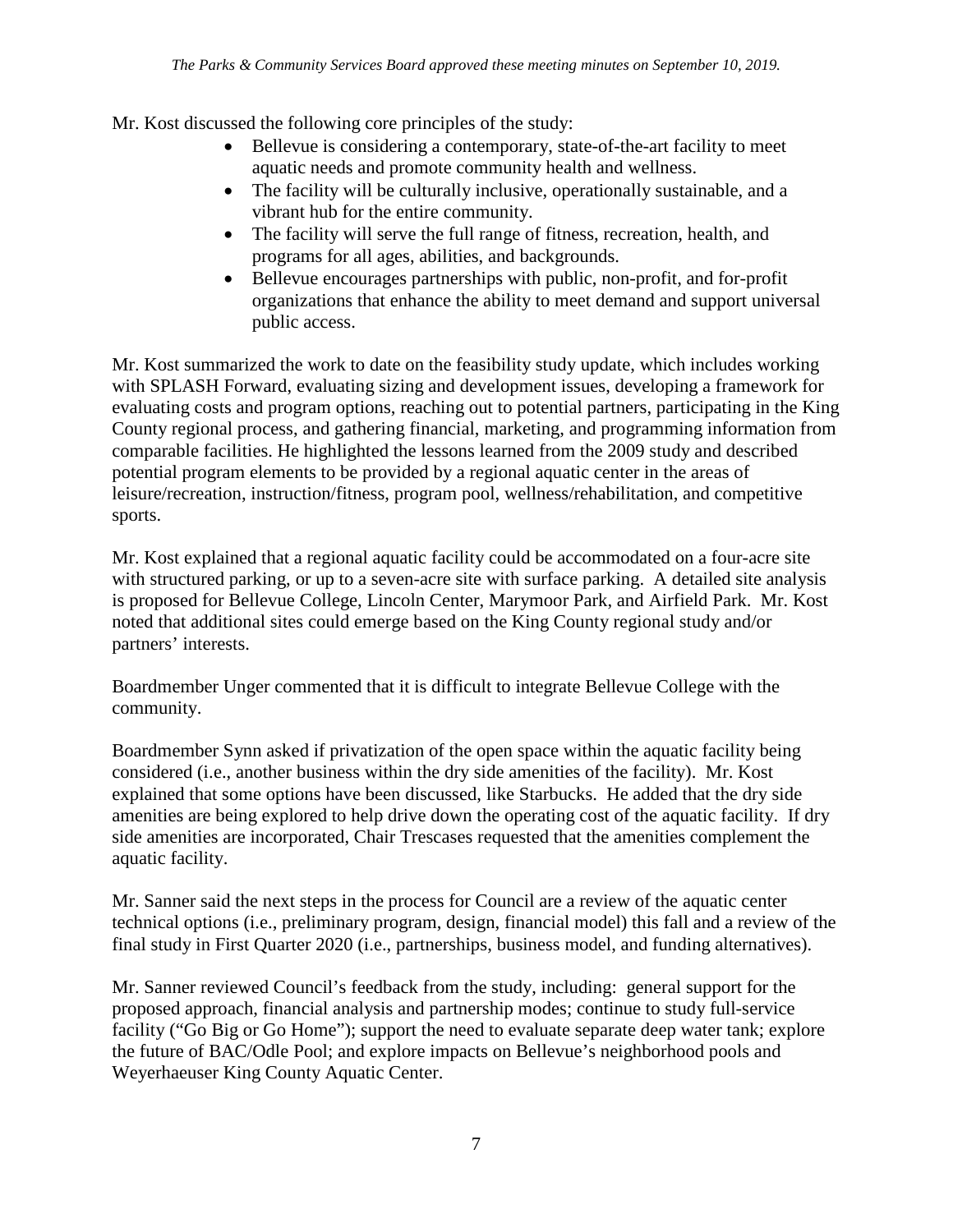Mr. Kost discussed the following core principles of the study:

- Bellevue is considering a contemporary, state-of-the-art facility to meet aquatic needs and promote community health and wellness.
- The facility will be culturally inclusive, operationally sustainable, and a vibrant hub for the entire community.
- The facility will serve the full range of fitness, recreation, health, and programs for all ages, abilities, and backgrounds.
- Bellevue encourages partnerships with public, non-profit, and for-profit organizations that enhance the ability to meet demand and support universal public access.

Mr. Kost summarized the work to date on the feasibility study update, which includes working with SPLASH Forward, evaluating sizing and development issues, developing a framework for evaluating costs and program options, reaching out to potential partners, participating in the King County regional process, and gathering financial, marketing, and programming information from comparable facilities. He highlighted the lessons learned from the 2009 study and described potential program elements to be provided by a regional aquatic center in the areas of leisure/recreation, instruction/fitness, program pool, wellness/rehabilitation, and competitive sports.

Mr. Kost explained that a regional aquatic facility could be accommodated on a four-acre site with structured parking, or up to a seven-acre site with surface parking. A detailed site analysis is proposed for Bellevue College, Lincoln Center, Marymoor Park, and Airfield Park. Mr. Kost noted that additional sites could emerge based on the King County regional study and/or partners' interests.

Boardmember Unger commented that it is difficult to integrate Bellevue College with the community.

Boardmember Synn asked if privatization of the open space within the aquatic facility being considered (i.e., another business within the dry side amenities of the facility). Mr. Kost explained that some options have been discussed, like Starbucks. He added that the dry side amenities are being explored to help drive down the operating cost of the aquatic facility. If dry side amenities are incorporated, Chair Trescases requested that the amenities complement the aquatic facility.

Mr. Sanner said the next steps in the process for Council are a review of the aquatic center technical options (i.e., preliminary program, design, financial model) this fall and a review of the final study in First Quarter 2020 (i.e., partnerships, business model, and funding alternatives).

Mr. Sanner reviewed Council's feedback from the study, including: general support for the proposed approach, financial analysis and partnership modes; continue to study full-service facility ("Go Big or Go Home"); support the need to evaluate separate deep water tank; explore the future of BAC/Odle Pool; and explore impacts on Bellevue's neighborhood pools and Weyerhaeuser King County Aquatic Center.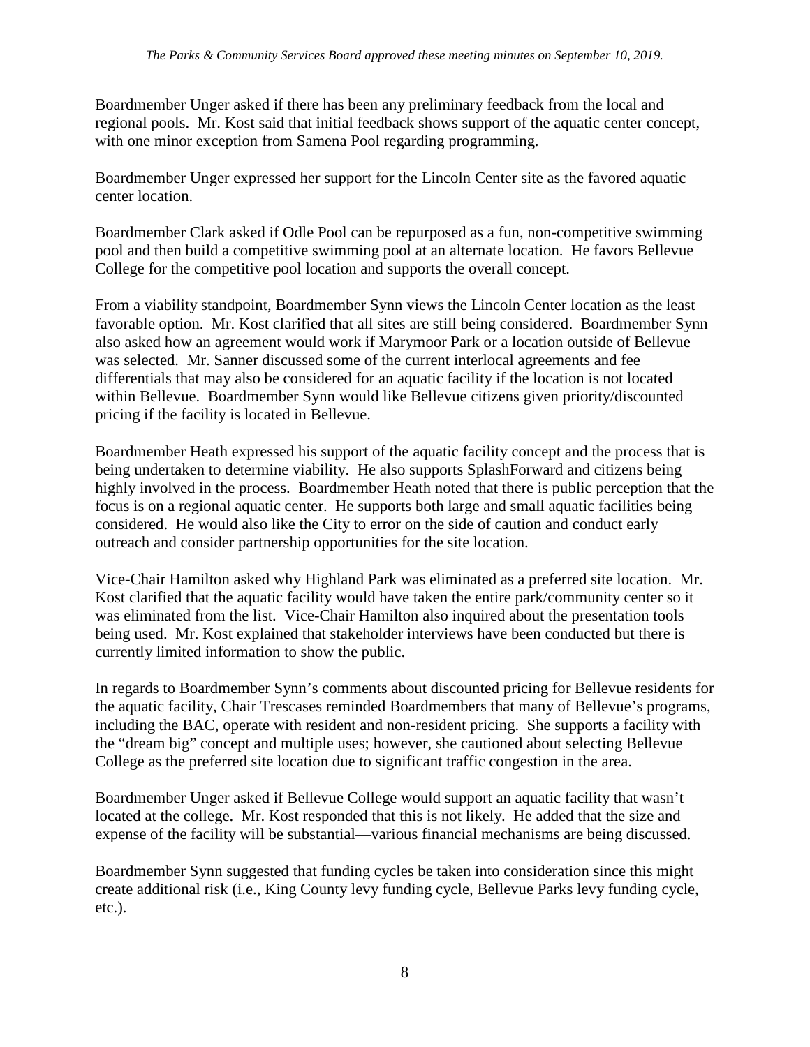Boardmember Unger asked if there has been any preliminary feedback from the local and regional pools. Mr. Kost said that initial feedback shows support of the aquatic center concept, with one minor exception from Samena Pool regarding programming.

Boardmember Unger expressed her support for the Lincoln Center site as the favored aquatic center location.

Boardmember Clark asked if Odle Pool can be repurposed as a fun, non-competitive swimming pool and then build a competitive swimming pool at an alternate location. He favors Bellevue College for the competitive pool location and supports the overall concept.

From a viability standpoint, Boardmember Synn views the Lincoln Center location as the least favorable option. Mr. Kost clarified that all sites are still being considered. Boardmember Synn also asked how an agreement would work if Marymoor Park or a location outside of Bellevue was selected. Mr. Sanner discussed some of the current interlocal agreements and fee differentials that may also be considered for an aquatic facility if the location is not located within Bellevue. Boardmember Synn would like Bellevue citizens given priority/discounted pricing if the facility is located in Bellevue.

Boardmember Heath expressed his support of the aquatic facility concept and the process that is being undertaken to determine viability. He also supports SplashForward and citizens being highly involved in the process. Boardmember Heath noted that there is public perception that the focus is on a regional aquatic center. He supports both large and small aquatic facilities being considered. He would also like the City to error on the side of caution and conduct early outreach and consider partnership opportunities for the site location.

Vice-Chair Hamilton asked why Highland Park was eliminated as a preferred site location. Mr. Kost clarified that the aquatic facility would have taken the entire park/community center so it was eliminated from the list. Vice-Chair Hamilton also inquired about the presentation tools being used. Mr. Kost explained that stakeholder interviews have been conducted but there is currently limited information to show the public.

In regards to Boardmember Synn's comments about discounted pricing for Bellevue residents for the aquatic facility, Chair Trescases reminded Boardmembers that many of Bellevue's programs, including the BAC, operate with resident and non-resident pricing. She supports a facility with the "dream big" concept and multiple uses; however, she cautioned about selecting Bellevue College as the preferred site location due to significant traffic congestion in the area.

Boardmember Unger asked if Bellevue College would support an aquatic facility that wasn't located at the college. Mr. Kost responded that this is not likely. He added that the size and expense of the facility will be substantial—various financial mechanisms are being discussed.

Boardmember Synn suggested that funding cycles be taken into consideration since this might create additional risk (i.e., King County levy funding cycle, Bellevue Parks levy funding cycle, etc.).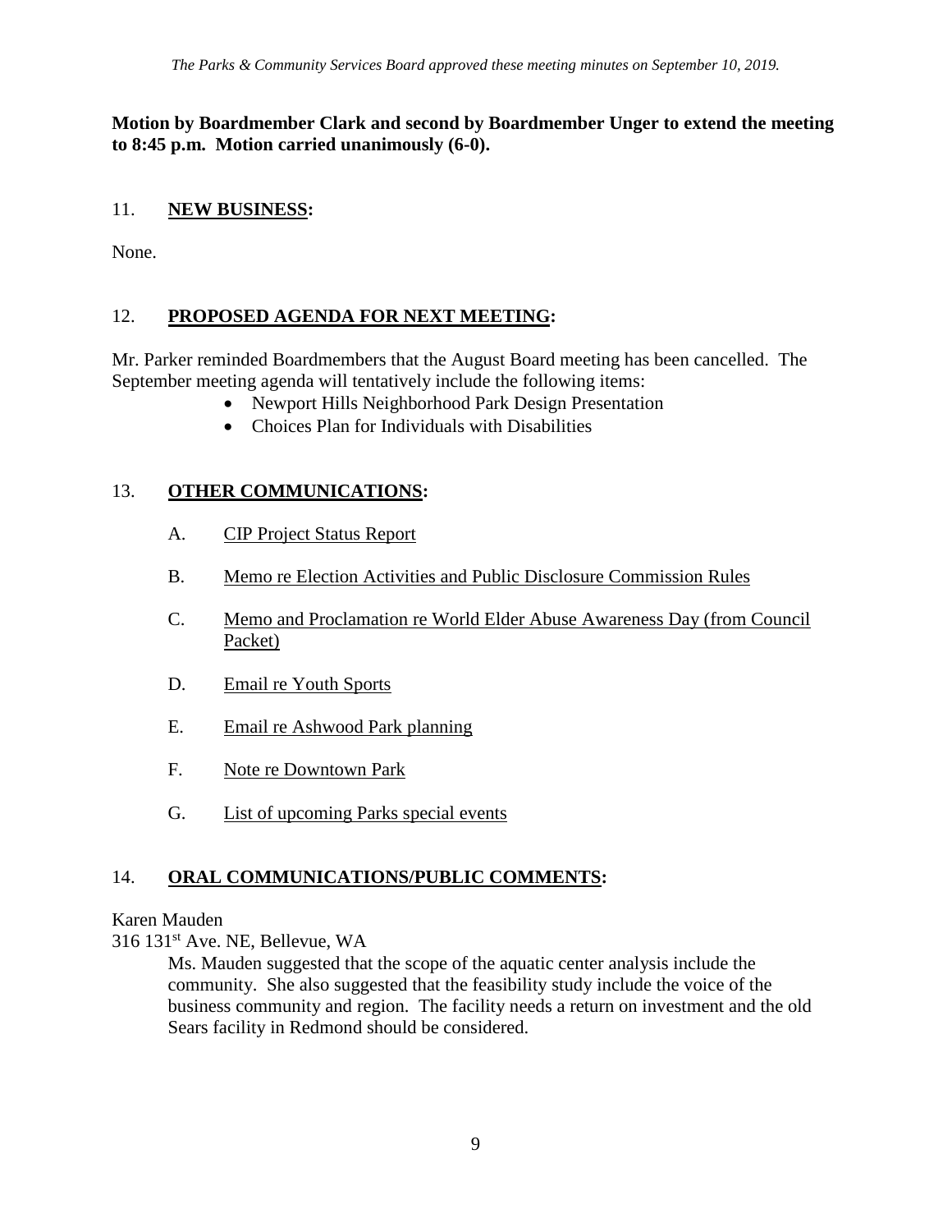*The Parks & Community Services Board approved these meeting minutes on September 10, 2019.*

**Motion by Boardmember Clark and second by Boardmember Unger to extend the meeting to 8:45 p.m. Motion carried unanimously (6-0).**

## 11. NEW BUSINESS:

None.

## 12. PROPOSED AGENDA FOR NEXT MEETING:

Mr. Parker reminded Boardmembers that the August Board meeting has been cancelled. The September meeting agenda will tentatively include the following items:

- Newport Hills Neighborhood Park Design Presentation
- Choices Plan for Individuals with Disabilities

## 13. OTHER COMMUNICATIONS:

A. CIP Project Status Report

B. Memo re Election Activities and Public Disclosure Commission Rules

C. Memo and Proclamation re World Elder Abuse Awareness Day (from Council Packet)

D. Email re Youth Sports

E. Email re Ashwood Park planning

F. Note re Downtown Park

G. List of upcoming Parks special events

## 14. ORAL COMMUNICATIONS/PUBLIC COMMENTS:

Karen Mauden
316 131st Ave. NE, Bellevue, WA

> Ms. Mauden suggested that the scope of the aquatic center analysis include the community. She also suggested that the feasibility study include the voice of the business community and region. The facility needs a return on investment and the old Sears facility in Redmond should be considered.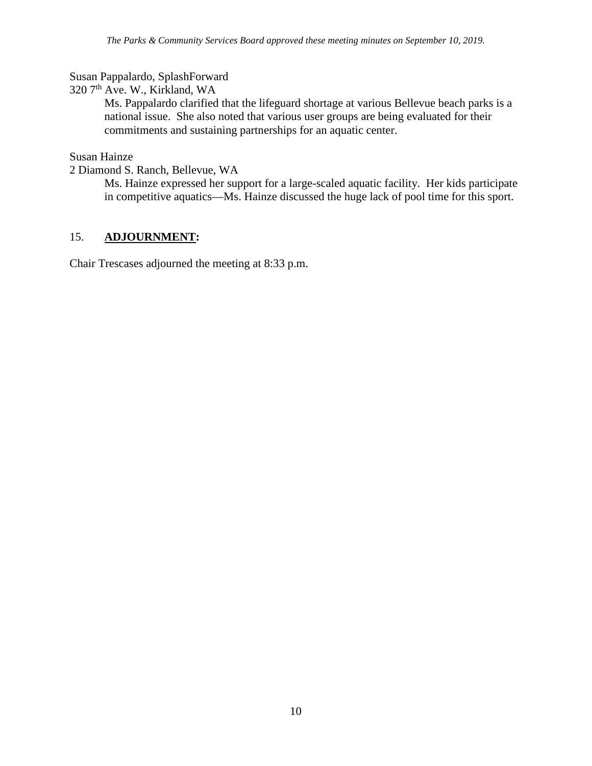Susan Pappalardo, SplashForward
320 7th Ave. W., Kirkland, WA

Ms. Pappalardo clarified that the lifeguard shortage at various Bellevue beach parks is a national issue. She also noted that various user groups are being evaluated for their commitments and sustaining partnerships for an aquatic center.

Susan Hainze
2 Diamond S. Ranch, Bellevue, WA

Ms. Hainze expressed her support for a large-scaled aquatic facility. Her kids participate in competitive aquatics—Ms. Hainze discussed the huge lack of pool time for this sport.

## 15. **ADJOURNMENT:**

Chair Trescases adjourned the meeting at 8:33 p.m.